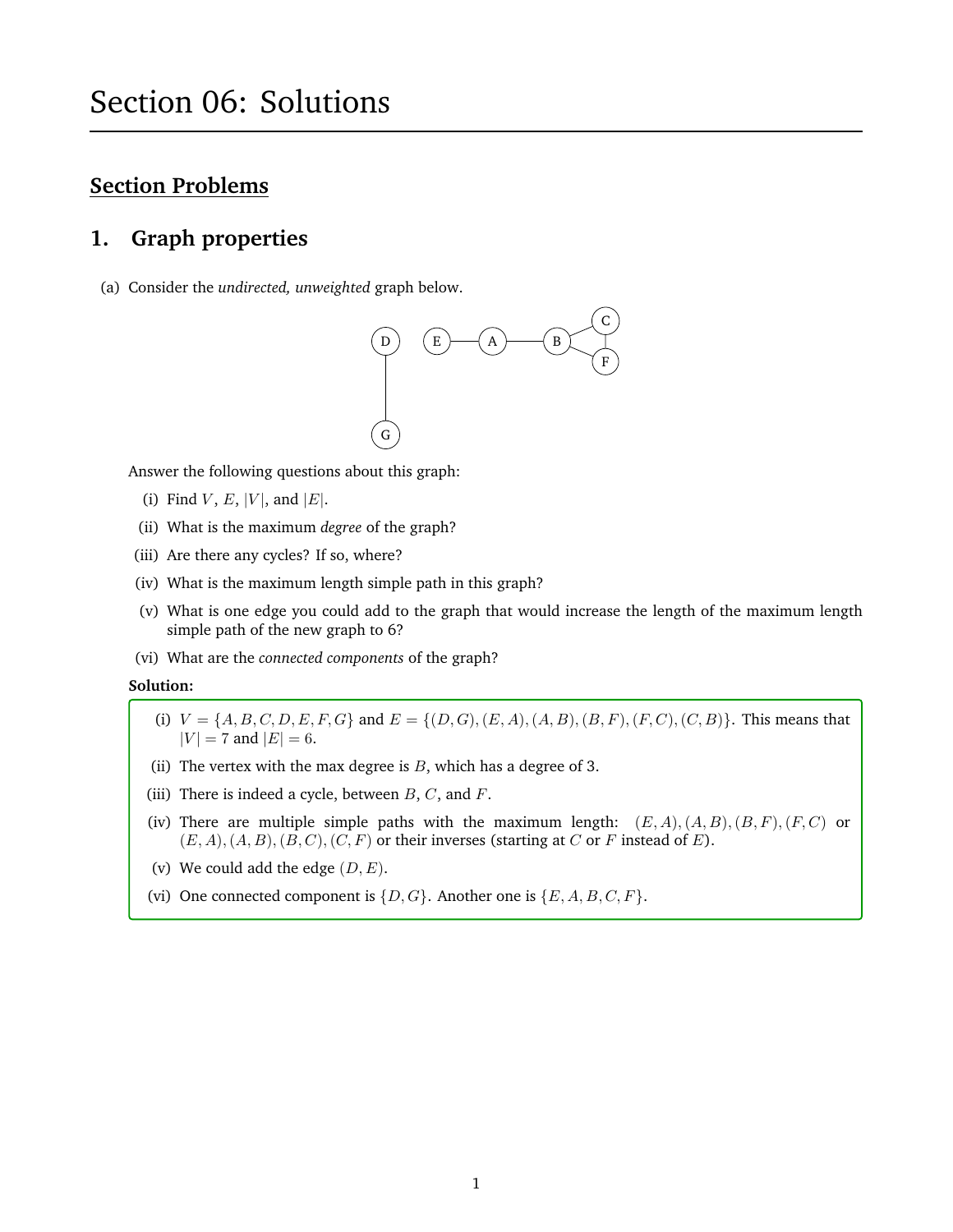# Section 06: Solutions

## Section Problems

## 1. Graph properties

(a) Consider the *undirected, unweighted* graph below.

Answer the following questions about this graph:

- (i) Find $V$, $E$, $|V|$, and $|E|$.
- (ii) What is the maximum *degree* of the graph?
- (iii) Are there any cycles? If so, where?
- (iv) What is the maximum length simple path in this graph?
- (v) What is one edge you could add to the graph that would increase the length of the maximum length simple path of the new graph to 6?
- (vi) What are the *connected components* of the graph?

**Solution:**

- (i) $V = \{A, B, C, D, E, F, G\}$ and $E = \{(D, G), (E, A), (A, B), (B, F), (F, C), (C, B)\}$. This means that $|V| = 7$ and $|E| = 6$.
- (ii) The vertex with the max degree is $B$, which has a degree of 3.
- (iii) There is indeed a cycle, between $B$, $C$, and $F$.
- (iv) There are multiple simple paths with the maximum length: $(E, A), (A, B), (B, F), (F, C)$ or $(E, A), (A, B), (B, C), (C, F)$ or their inverses (starting at $C$ or $F$ instead of $E$).
- (v) We could add the edge $(D, E)$.
- (vi) One connected component is $\{D, G\}$. Another one is $\{E, A, B, C, F\}$.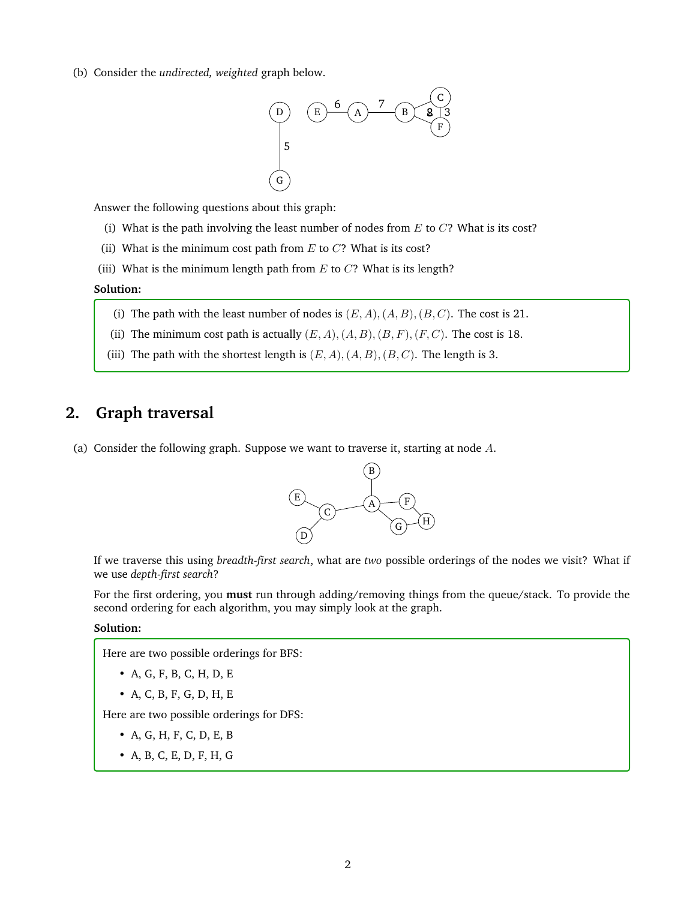(b) Consider the *undirected, weighted* graph below.

Answer the following questions about this graph:

(i) What is the path involving the least number of nodes from $E$ to $C$? What is its cost?

(ii) What is the minimum cost path from $E$ to $C$? What is its cost?

(iii) What is the minimum length path from $E$ to $C$? What is its length?

**Solution:**

(i) The path with the least number of nodes is $(E, A), (A, B), (B, C)$. The cost is 21.

(ii) The minimum cost path is actually $(E, A), (A, B), (B, F), (F, C)$. The cost is 18.

(iii) The path with the shortest length is $(E, A), (A, B), (B, C)$. The length is 3.

## 2. Graph traversal

(a) Consider the following graph. Suppose we want to traverse it, starting at node $A$.

If we traverse this using *breadth-first search*, what are *two* possible orderings of the nodes we visit? What if we use *depth-first search*?

For the first ordering, you **must** run through adding/removing things from the queue/stack. To provide the second ordering for each algorithm, you may simply look at the graph.

**Solution:**

Here are two possible orderings for BFS:

- A, G, F, B, C, H, D, E
- A, C, B, F, G, D, H, E

Here are two possible orderings for DFS:

- A, G, H, F, C, D, E, B
- A, B, C, E, D, F, H, G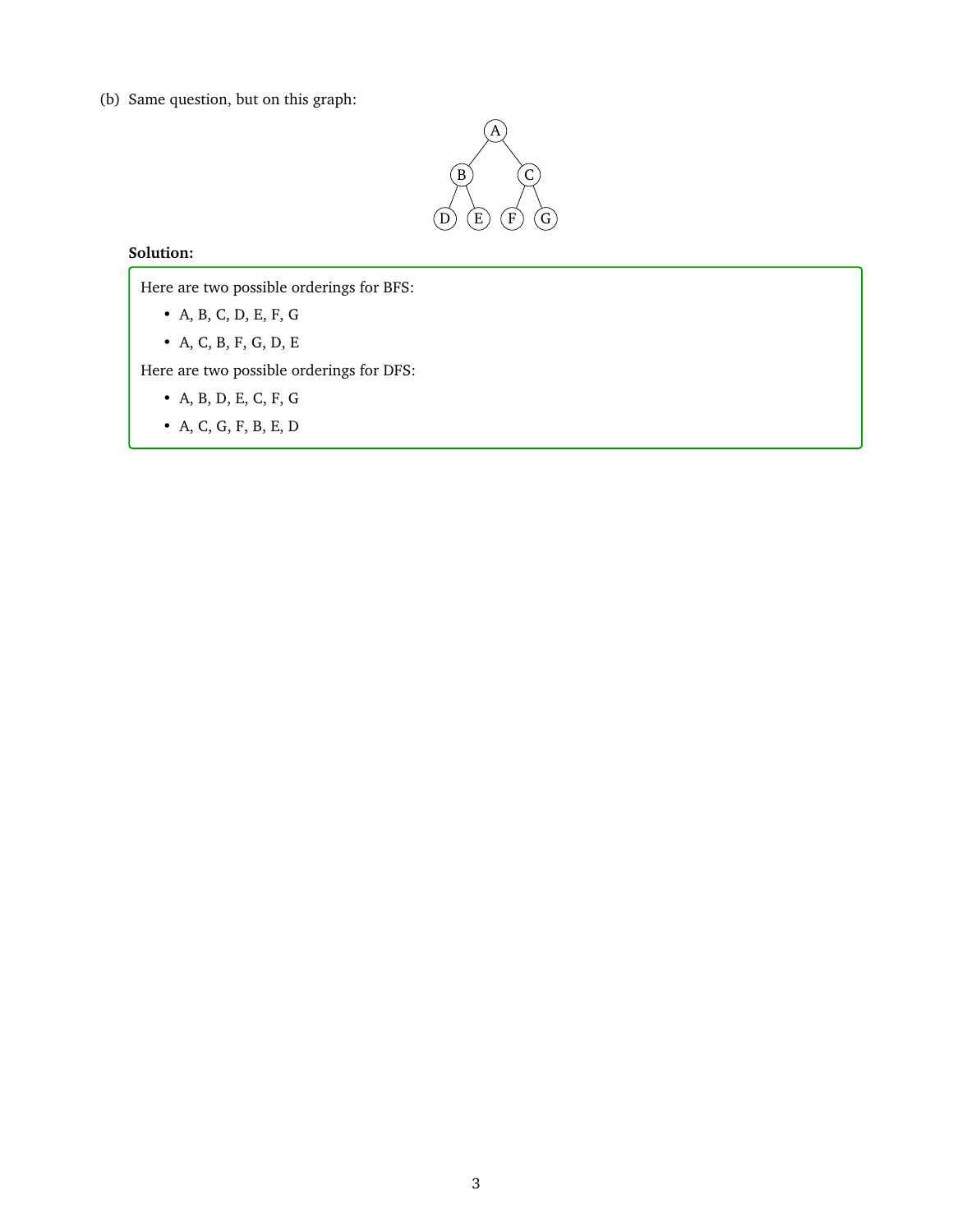(b) Same question, but on this graph:

**Solution:**

Here are two possible orderings for BFS:

- A, B, C, D, E, F, G
- A, C, B, F, G, D, E

Here are two possible orderings for DFS:

- A, B, D, E, C, F, G
- A, C, G, F, B, E, D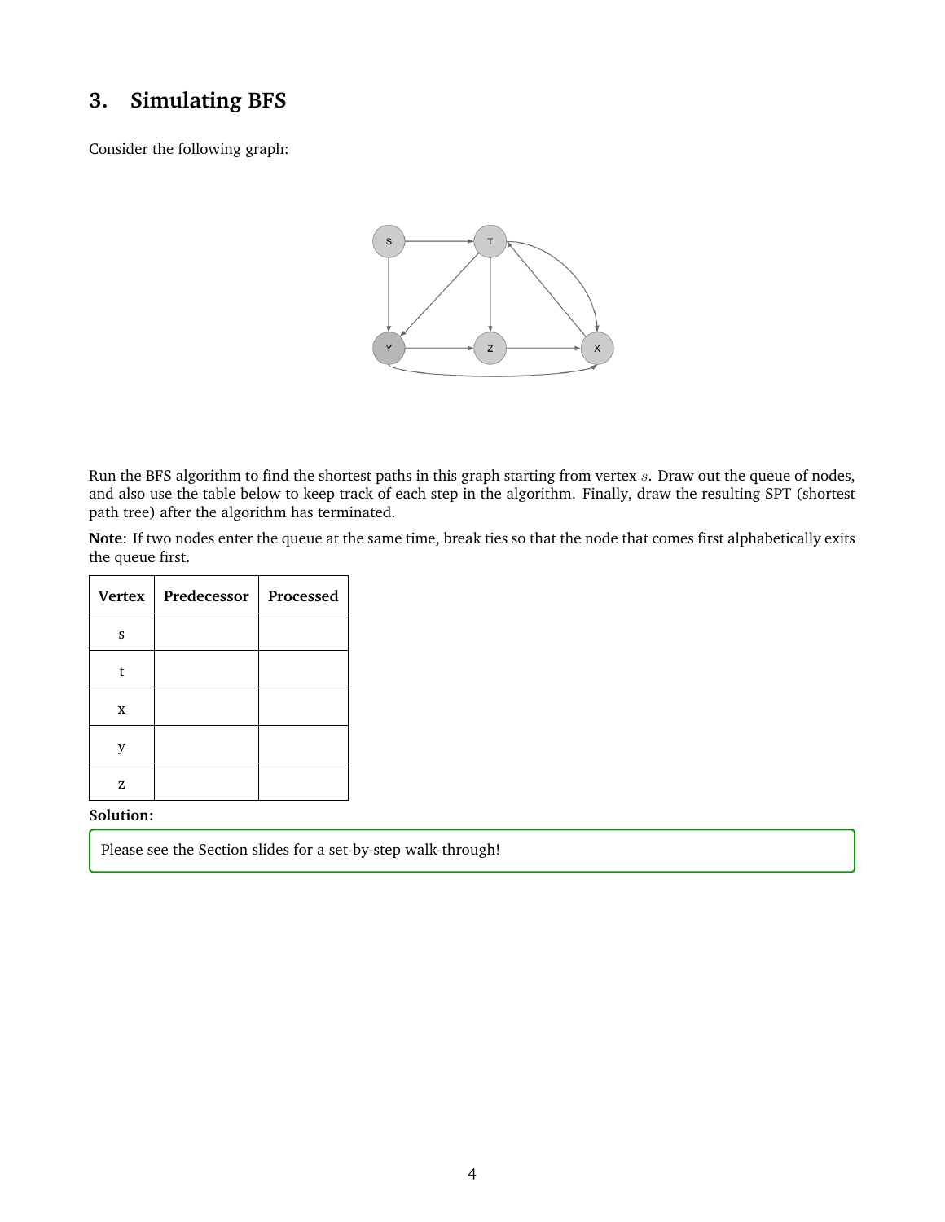## 3. Simulating BFS

Consider the following graph:

Run the BFS algorithm to find the shortest paths in this graph starting from vertex $s$. Draw out the queue of nodes, and also use the table below to keep track of each step in the algorithm. Finally, draw the resulting SPT (shortest path tree) after the algorithm has terminated.

**Note**: If two nodes enter the queue at the same time, break ties so that the node that comes first alphabetically exits the queue first.

| Vertex | Predecessor | Processed |
| --- | --- | --- |
| s | | |
| t | | |
| x | | |
| y | | |
| z | | |

**Solution:**

Please see the Section slides for a set-by-step walk-through!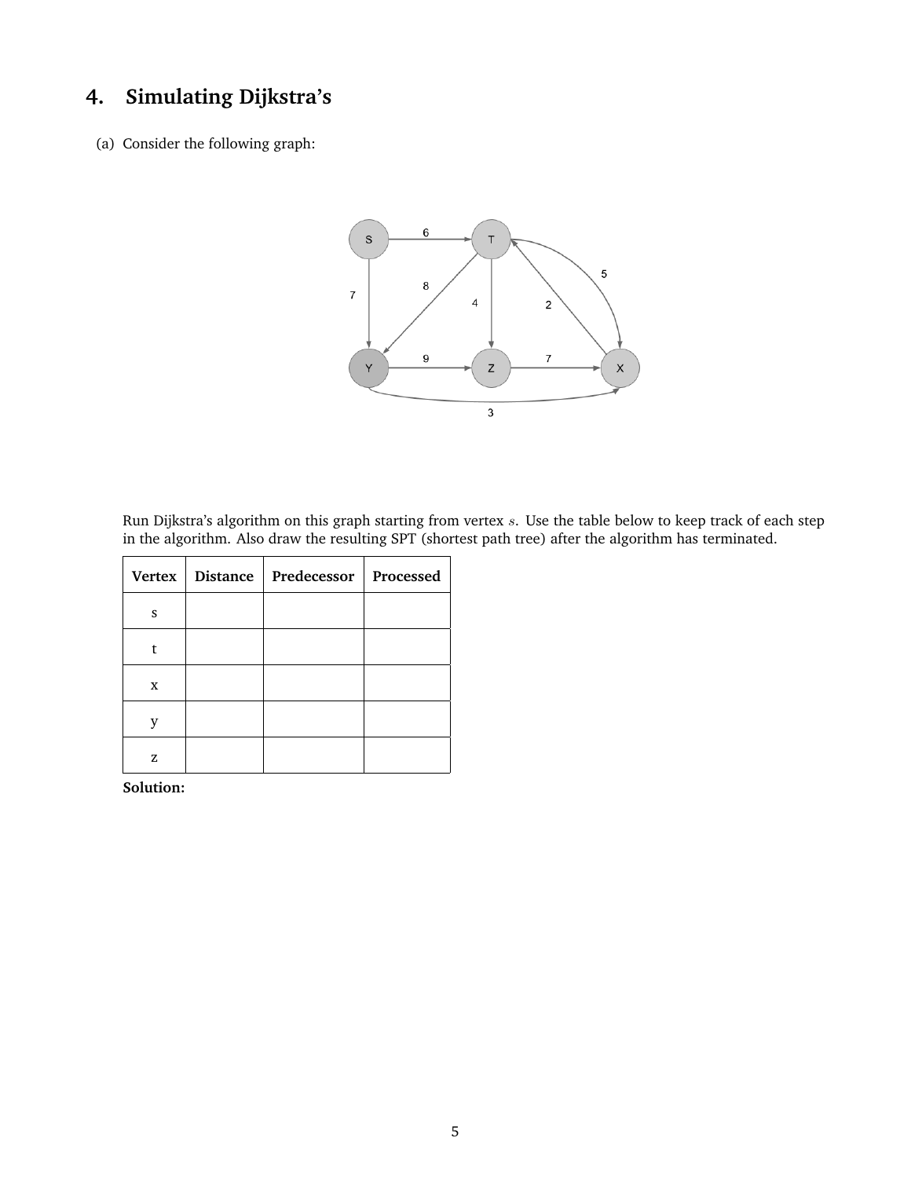## 4. Simulating Dijkstra's

(a) Consider the following graph:

Run Dijkstra's algorithm on this graph starting from vertex $s$. Use the table below to keep track of each step in the algorithm. Also draw the resulting SPT (shortest path tree) after the algorithm has terminated.

| Vertex | Distance | Predecessor | Processed |
|---|---|---|---|
| s | | | |
| t | | | |
| x | | | |
| y | | | |
| z | | | |

**Solution:**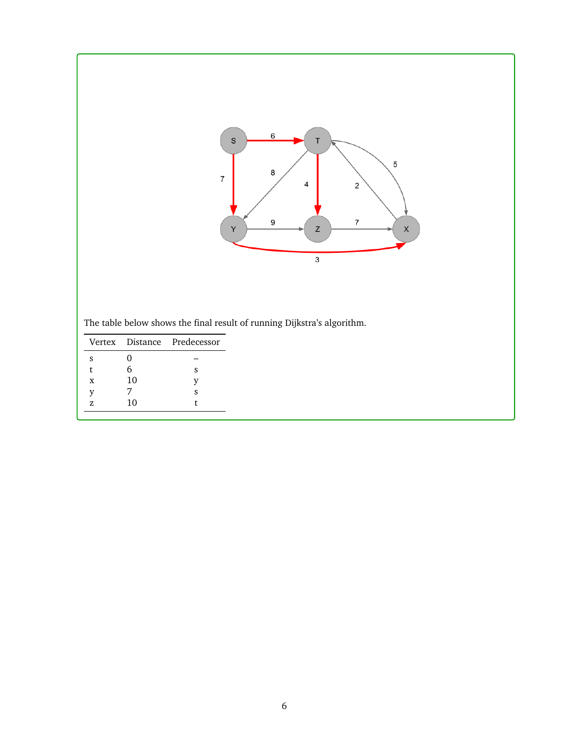The table below shows the final result of running Dijkstra's algorithm.

| Vertex | Distance | Predecessor |
|---|---|---|
| s | 0 | – |
| t | 6 | s |
| x | 10 | y |
| y | 7 | s |
| z | 10 | t |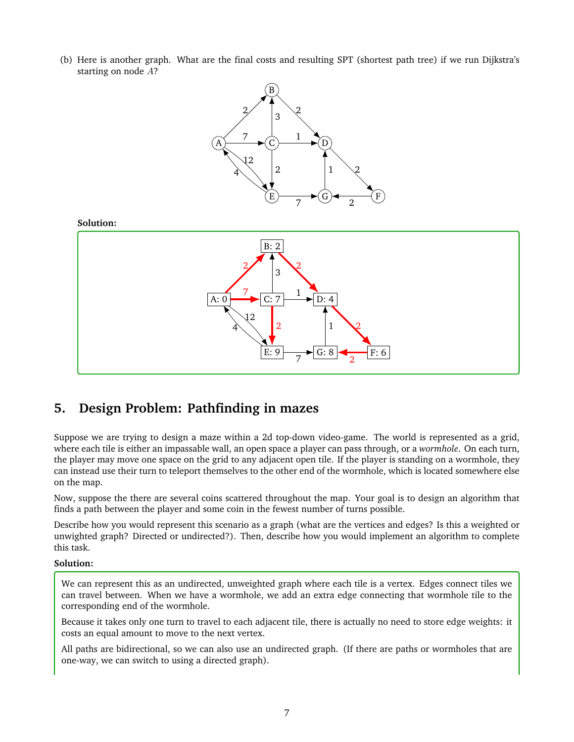(b) Here is another graph. What are the final costs and resulting SPT (shortest path tree) if we run Dijkstra's starting on node $A$?

**Solution:**

## 5. Design Problem: Pathfinding in mazes

Suppose we are trying to design a maze within a 2d top-down video-game. The world is represented as a grid, where each tile is either an impassable wall, an open space a player can pass through, or a *wormhole*. On each turn, the player may move one space on the grid to any adjacent open tile. If the player is standing on a wormhole, they can instead use their turn to teleport themselves to the other end of the wormhole, which is located somewhere else on the map.

Now, suppose the there are several coins scattered throughout the map. Your goal is to design an algorithm that finds a path between the player and some coin in the fewest number of turns possible.

Describe how you would represent this scenario as a graph (what are the vertices and edges? Is this a weighted or unwighted graph? Directed or undirected?). Then, describe how you would implement an algorithm to complete this task.

**Solution:**

We can represent this as an undirected, unweighted graph where each tile is a vertex. Edges connect tiles we can travel between. When we have a wormhole, we add an extra edge connecting that wormhole tile to the corresponding end of the wormhole.

Because it takes only one turn to travel to each adjacent tile, there is actually no need to store edge weights: it costs an equal amount to move to the next vertex.

All paths are bidirectional, so we can also use an undirected graph. (If there are paths or wormholes that are one-way, we can switch to using a directed graph).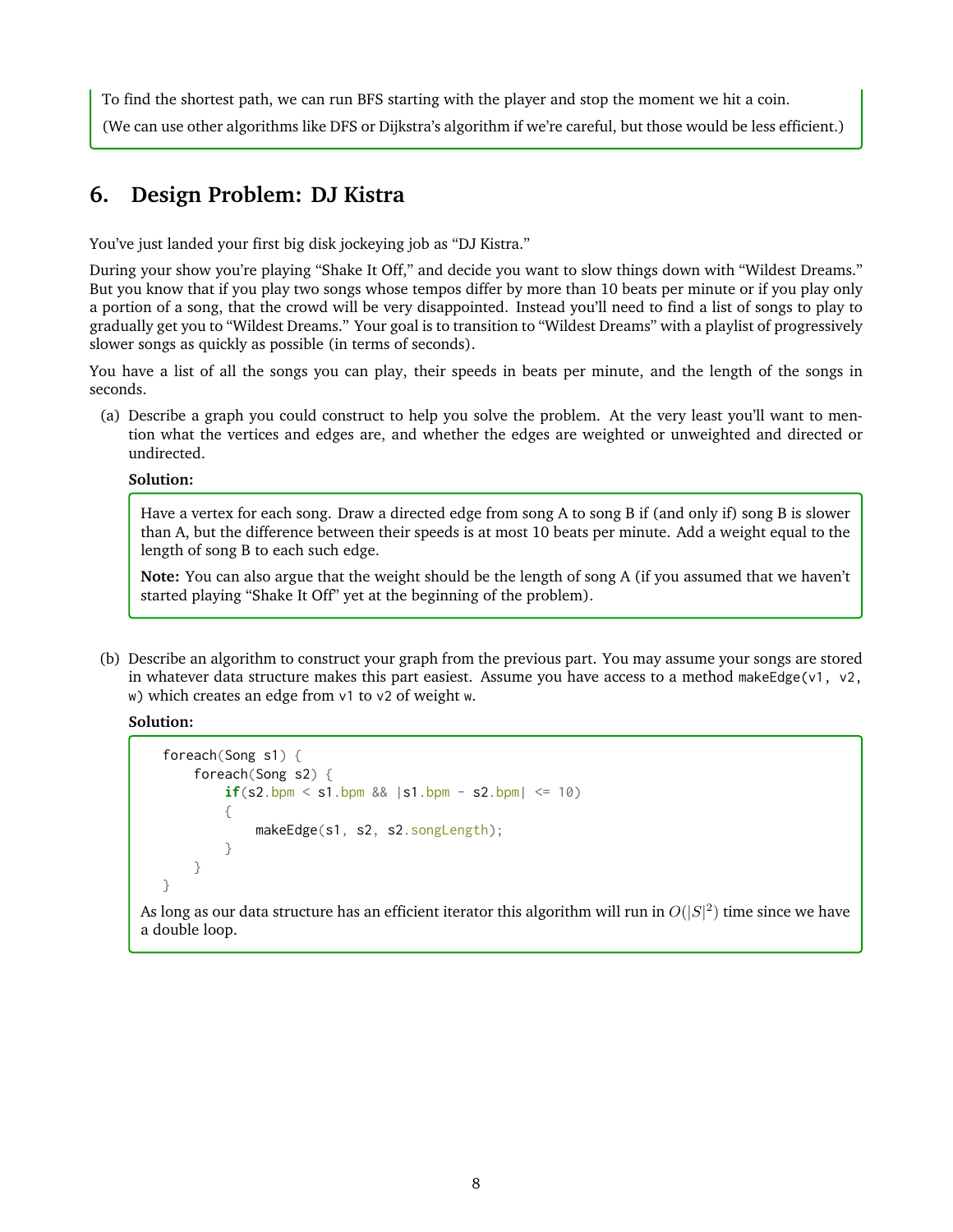To find the shortest path, we can run BFS starting with the player and stop the moment we hit a coin.

(We can use other algorithms like DFS or Dijkstra's algorithm if we're careful, but those would be less efficient.)

## 6. Design Problem: DJ Kistra

You've just landed your first big disk jockeying job as "DJ Kistra."

During your show you're playing "Shake It Off," and decide you want to slow things down with "Wildest Dreams." But you know that if you play two songs whose tempos differ by more than 10 beats per minute or if you play only a portion of a song, that the crowd will be very disappointed. Instead you'll need to find a list of songs to play to gradually get you to "Wildest Dreams." Your goal is to transition to "Wildest Dreams" with a playlist of progressively slower songs as quickly as possible (in terms of seconds).

You have a list of all the songs you can play, their speeds in beats per minute, and the length of the songs in seconds.

(a) Describe a graph you could construct to help you solve the problem. At the very least you'll want to mention what the vertices and edges are, and whether the edges are weighted or unweighted and directed or undirected.

**Solution:**

Have a vertex for each song. Draw a directed edge from song A to song B if (and only if) song B is slower than A, but the difference between their speeds is at most 10 beats per minute. Add a weight equal to the length of song B to each such edge.

**Note:** You can also argue that the weight should be the length of song A (if you assumed that we haven't started playing "Shake It Off" yet at the beginning of the problem).

(b) Describe an algorithm to construct your graph from the previous part. You may assume your songs are stored in whatever data structure makes this part easiest. Assume you have access to a method `makeEdge(v1, v2, w)` which creates an edge from `v1` to `v2` of weight `w`.

**Solution:**

```
foreach(Song s1) {
    foreach(Song s2) {
        if(s2.bpm < s1.bpm && |s1.bpm - s2.bpm| <= 10)
        {
            makeEdge(s1, s2, s2.songLength);
        }
    }
}
```

As long as our data structure has an efficient iterator this algorithm will run in $O(|S|^2)$ time since we have a double loop.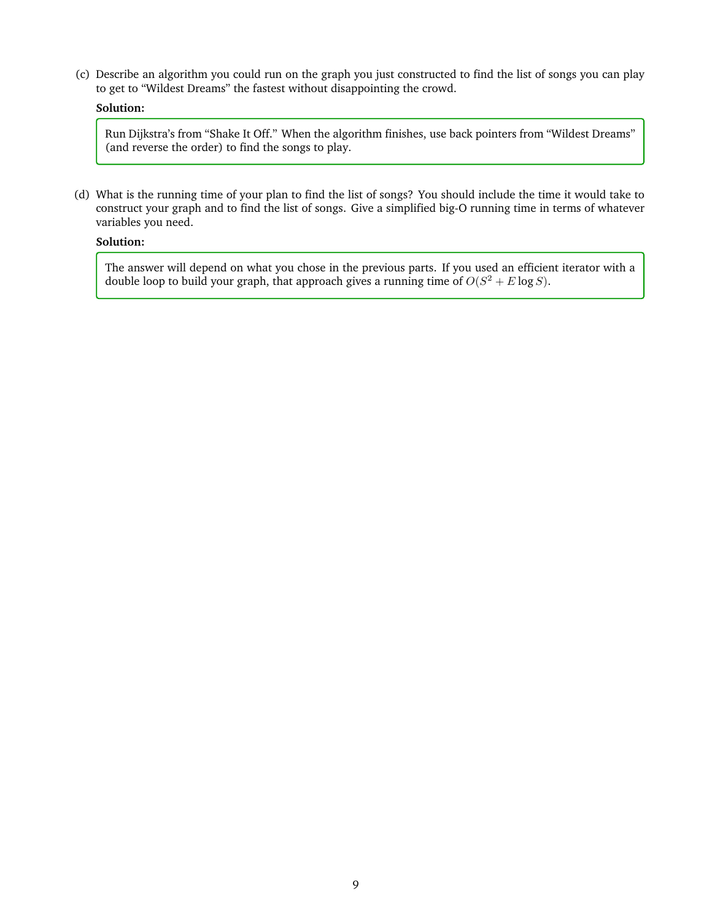(c) Describe an algorithm you could run on the graph you just constructed to find the list of songs you can play to get to "Wildest Dreams" the fastest without disappointing the crowd.

**Solution:**

> Run Dijkstra's from "Shake It Off." When the algorithm finishes, use back pointers from "Wildest Dreams" (and reverse the order) to find the songs to play.

(d) What is the running time of your plan to find the list of songs? You should include the time it would take to construct your graph and to find the list of songs. Give a simplified big-O running time in terms of whatever variables you need.

**Solution:**

> The answer will depend on what you chose in the previous parts. If you used an efficient iterator with a double loop to build your graph, that approach gives a running time of $O(S^2 + E \log S)$.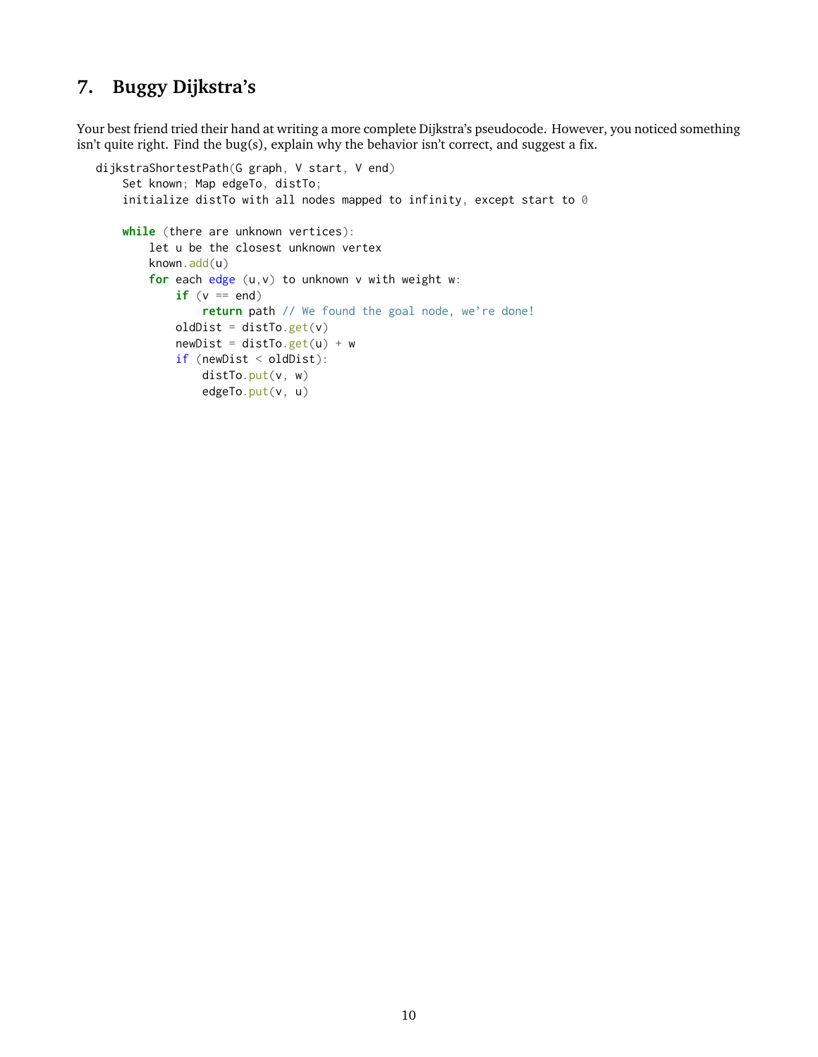## 7. Buggy Dijkstra's

Your best friend tried their hand at writing a more complete Dijkstra's pseudocode. However, you noticed something isn't quite right. Find the bug(s), explain why the behavior isn't correct, and suggest a fix.

```
dijkstraShortestPath(G graph, V start, V end)
    Set known; Map edgeTo, distTo;
    initialize distTo with all nodes mapped to infinity, except start to 0

    while (there are unknown vertices):
        let u be the closest unknown vertex
        known.add(u)
        for each edge (u,v) to unknown v with weight w:
            if (v == end)
                return path // We found the goal node, we're done!
            oldDist = distTo.get(v)
            newDist = distTo.get(u) + w
            if (newDist < oldDist):
                distTo.put(v, w)
                edgeTo.put(v, u)
```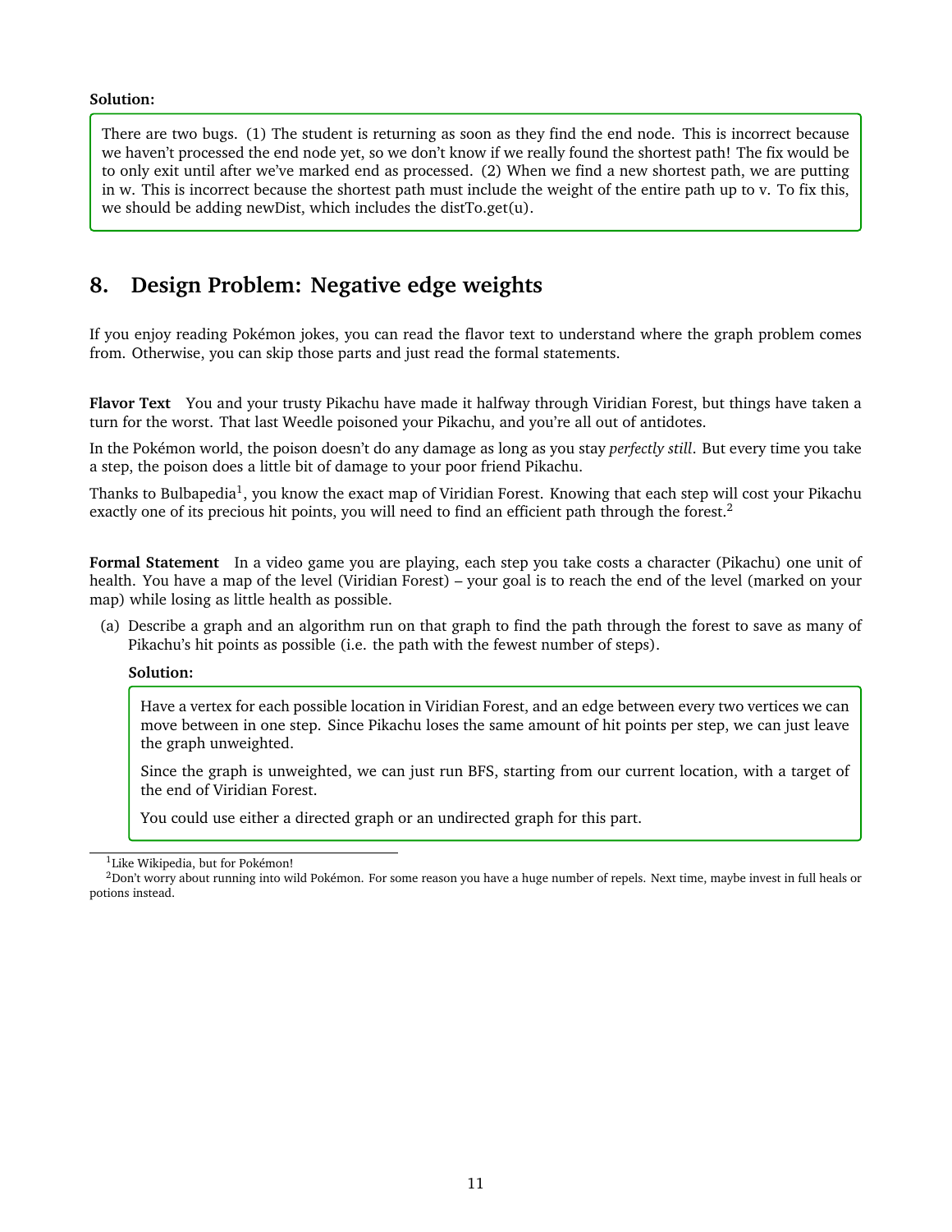**Solution:**

There are two bugs. (1) The student is returning as soon as they find the end node. This is incorrect because we haven't processed the end node yet, so we don't know if we really found the shortest path! The fix would be to only exit until after we've marked end as processed. (2) When we find a new shortest path, we are putting in w. This is incorrect because the shortest path must include the weight of the entire path up to v. To fix this, we should be adding newDist, which includes the distTo.get(u).

## 8. Design Problem: Negative edge weights

If you enjoy reading Pokémon jokes, you can read the flavor text to understand where the graph problem comes from. Otherwise, you can skip those parts and just read the formal statements.

**Flavor Text** You and your trusty Pikachu have made it halfway through Viridian Forest, but things have taken a turn for the worst. That last Weedle poisoned your Pikachu, and you're all out of antidotes.

In the Pokémon world, the poison doesn't do any damage as long as you stay *perfectly still*. But every time you take a step, the poison does a little bit of damage to your poor friend Pikachu.

Thanks to Bulbapedia[1], you know the exact map of Viridian Forest. Knowing that each step will cost your Pikachu exactly one of its precious hit points, you will need to find an efficient path through the forest.[2]

**Formal Statement** In a video game you are playing, each step you take costs a character (Pikachu) one unit of health. You have a map of the level (Viridian Forest) – your goal is to reach the end of the level (marked on your map) while losing as little health as possible.

(a) Describe a graph and an algorithm run on that graph to find the path through the forest to save as many of Pikachu's hit points as possible (i.e. the path with the fewest number of steps).

**Solution:**

Have a vertex for each possible location in Viridian Forest, and an edge between every two vertices we can move between in one step. Since Pikachu loses the same amount of hit points per step, we can just leave the graph unweighted.

Since the graph is unweighted, we can just run BFS, starting from our current location, with a target of the end of Viridian Forest.

You could use either a directed graph or an undirected graph for this part.

[1] Like Wikipedia, but for Pokémon!

[2] Don't worry about running into wild Pokémon. For some reason you have a huge number of repels. Next time, maybe invest in full heals or potions instead.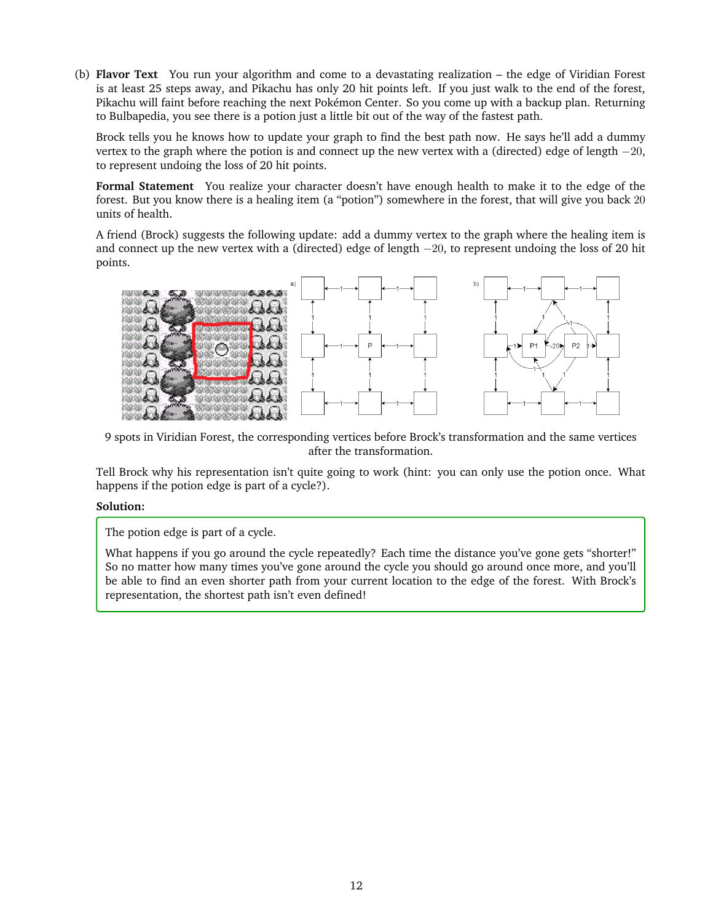(b) **Flavor Text** You run your algorithm and come to a devastating realization – the edge of Viridian Forest is at least 25 steps away, and Pikachu has only 20 hit points left. If you just walk to the end of the forest, Pikachu will faint before reaching the next Pokémon Center. So you come up with a backup plan. Returning to Bulbapedia, you see there is a potion just a little bit out of the way of the fastest path.

Brock tells you he knows how to update your graph to find the best path now. He says he'll add a dummy vertex to the graph where the potion is and connect up the new vertex with a (directed) edge of length $-20$, to represent undoing the loss of 20 hit points.

**Formal Statement** You realize your character doesn't have enough health to make it to the edge of the forest. But you know there is a healing item (a "potion") somewhere in the forest, that will give you back $20$ units of health.

A friend (Brock) suggests the following update: add a dummy vertex to the graph where the healing item is and connect up the new vertex with a (directed) edge of length $-20$, to represent undoing the loss of 20 hit points.

9 spots in Viridian Forest, the corresponding vertices before Brock's transformation and the same vertices after the transformation.

Tell Brock why his representation isn't quite going to work (hint: you can only use the potion once. What happens if the potion edge is part of a cycle?).

**Solution:**

The potion edge is part of a cycle.

What happens if you go around the cycle repeatedly? Each time the distance you've gone gets "shorter!" So no matter how many times you've gone around the cycle you should go around once more, and you'll be able to find an even shorter path from your current location to the edge of the forest. With Brock's representation, the shortest path isn't even defined!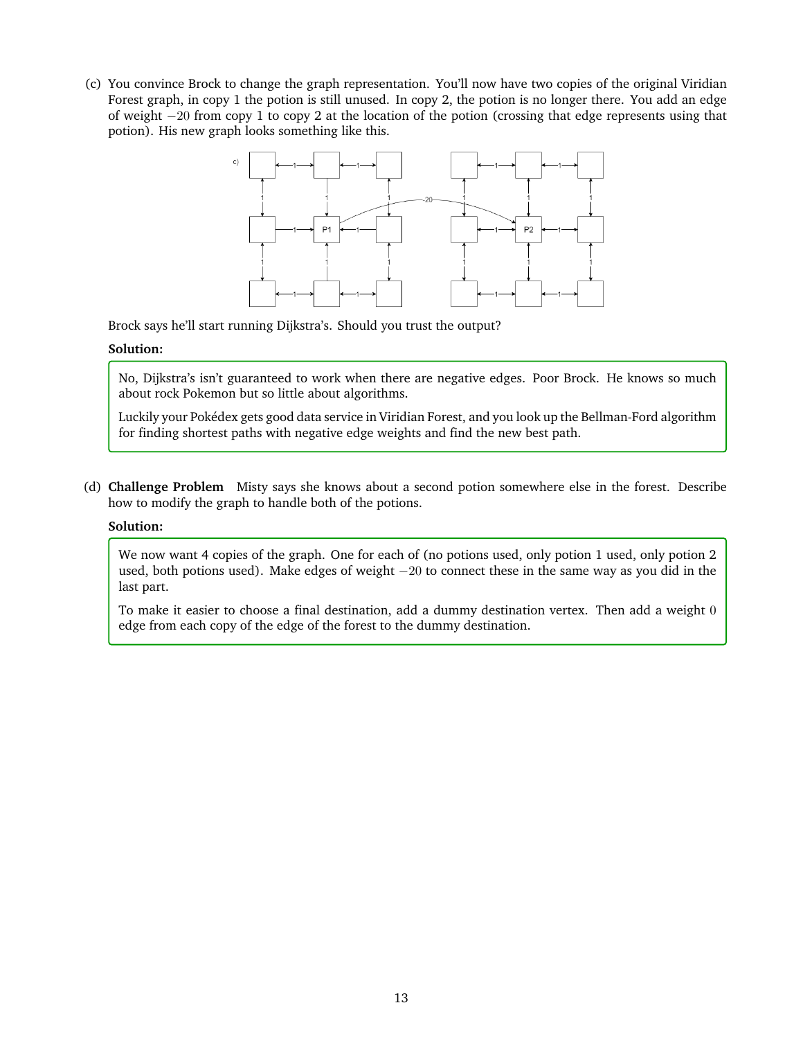(c) You convince Brock to change the graph representation. You'll now have two copies of the original Viridian Forest graph, in copy 1 the potion is still unused. In copy 2, the potion is no longer there. You add an edge of weight $-20$ from copy 1 to copy 2 at the location of the potion (crossing that edge represents using that potion). His new graph looks something like this.

c)

-20

P1

P2

1

Brock says he'll start running Dijkstra's. Should you trust the output?

**Solution:**

No, Dijkstra's isn't guaranteed to work when there are negative edges. Poor Brock. He knows so much about rock Pokemon but so little about algorithms.

Luckily your Pokédex gets good data service in Viridian Forest, and you look up the Bellman-Ford algorithm for finding shortest paths with negative edge weights and find the new best path.

(d) **Challenge Problem** Misty says she knows about a second potion somewhere else in the forest. Describe how to modify the graph to handle both of the potions.

**Solution:**

We now want 4 copies of the graph. One for each of (no potions used, only potion 1 used, only potion 2 used, both potions used). Make edges of weight $-20$ to connect these in the same way as you did in the last part.

To make it easier to choose a final destination, add a dummy destination vertex. Then add a weight $0$ edge from each copy of the edge of the forest to the dummy destination.